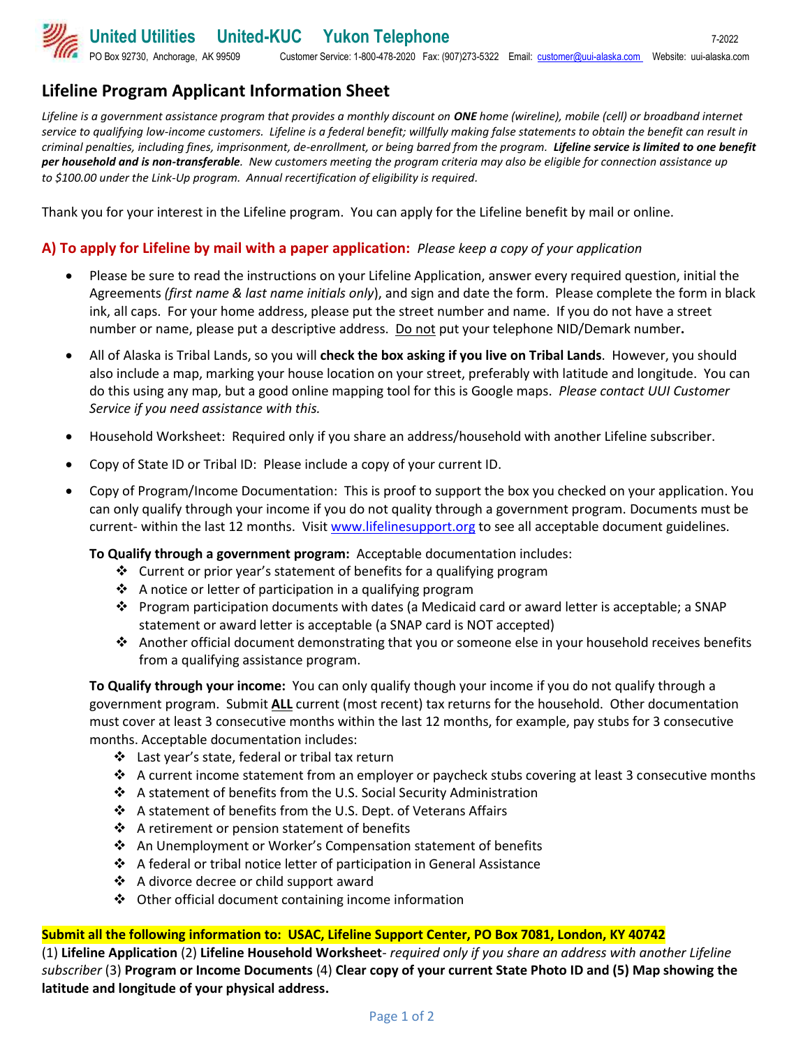**United Utilities United-KUC Yukon Telephone** 7-2022

PO Box 92730, Anchorage, AK 99509 Customer Service: 1-800-478-2020 Fax: (907)273-5322 Email: customer@uui-alaska.com Website: uui-alaska.com

## Lifeline Program Applicant Information Sheet

*Lifeline is a government assistance program that provides a monthly discount on **ONE** home (wireline), mobile (cell) or broadband internet service to qualifying low-income customers. Lifeline is a federal benefit; willfully making false statements to obtain the benefit can result in criminal penalties, including fines, imprisonment, de-enrollment, or being barred from the program. **Lifeline service is limited to one benefit per household and is non-transferable**. New customers meeting the program criteria may also be eligible for connection assistance up to $100.00 under the Link-Up program. Annual recertification of eligibility is required.*

Thank you for your interest in the Lifeline program. You can apply for the Lifeline benefit by mail or online.

### A) To apply for Lifeline by mail with a paper application: *Please keep a copy of your application*

- Please be sure to read the instructions on your Lifeline Application, answer every required question, initial the Agreements *(first name & last name initials only)*, and sign and date the form. Please complete the form in black ink, all caps. For your home address, please put the street number and name. If you do not have a street number or name, please put a descriptive address. Do not put your telephone NID/Demark number**.**
- All of Alaska is Tribal Lands, so you will **check the box asking if you live on Tribal Lands**. However, you should also include a map, marking your house location on your street, preferably with latitude and longitude. You can do this using any map, but a good online mapping tool for this is Google maps. *Please contact UUI Customer Service if you need assistance with this.*
- Household Worksheet: Required only if you share an address/household with another Lifeline subscriber.
- Copy of State ID or Tribal ID: Please include a copy of your current ID.
- Copy of Program/Income Documentation: This is proof to support the box you checked on your application. You can only qualify through your income if you do not quality through a government program. Documents must be current- within the last 12 months. Visit www.lifelinesupport.org to see all acceptable document guidelines.

  **To Qualify through a government program:** Acceptable documentation includes:
  - Current or prior year's statement of benefits for a qualifying program
  - A notice or letter of participation in a qualifying program
  - Program participation documents with dates (a Medicaid card or award letter is acceptable; a SNAP statement or award letter is acceptable (a SNAP card is NOT accepted)
  - Another official document demonstrating that you or someone else in your household receives benefits from a qualifying assistance program.

  **To Qualify through your income:** You can only qualify though your income if you do not qualify through a government program. Submit **ALL** current (most recent) tax returns for the household. Other documentation must cover at least 3 consecutive months within the last 12 months, for example, pay stubs for 3 consecutive months. Acceptable documentation includes:
  - Last year's state, federal or tribal tax return
  - A current income statement from an employer or paycheck stubs covering at least 3 consecutive months
  - A statement of benefits from the U.S. Social Security Administration
  - A statement of benefits from the U.S. Dept. of Veterans Affairs
  - A retirement or pension statement of benefits
  - An Unemployment or Worker's Compensation statement of benefits
  - A federal or tribal notice letter of participation in General Assistance
  - A divorce decree or child support award
  - Other official document containing income information

**Submit all the following information to: USAC, Lifeline Support Center, PO Box 7081, London, KY 40742**

(1) **Lifeline Application** (2) **Lifeline Household Worksheet**- *required only if you share an address with another Lifeline subscriber* (3) **Program or Income Documents** (4) **Clear copy of your current State Photo ID and (5) Map showing the latitude and longitude of your physical address.**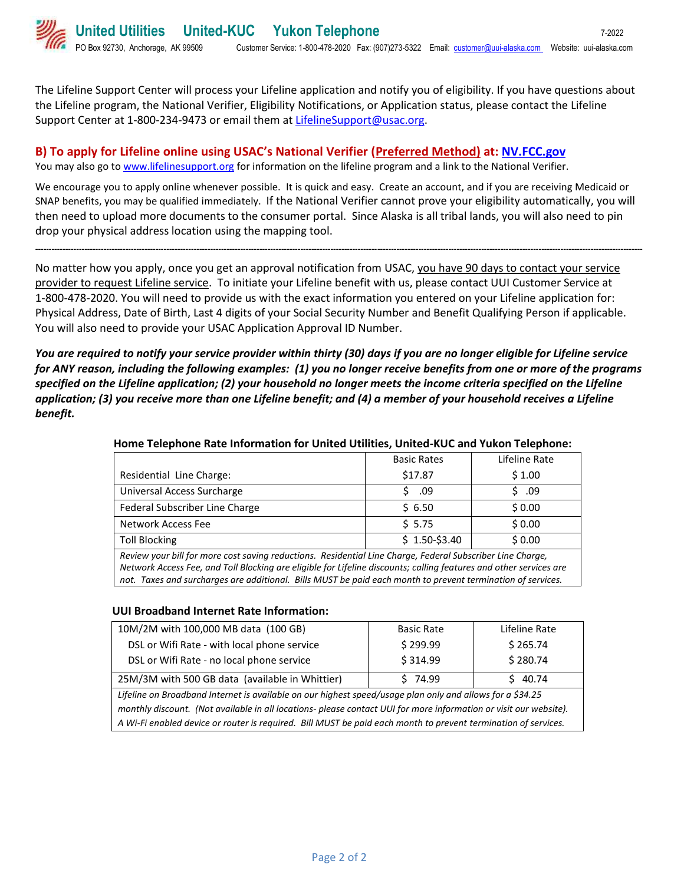The Lifeline Support Center will process your Lifeline application and notify you of eligibility. If you have questions about the Lifeline program, the National Verifier, Eligibility Notifications, or Application status, please contact the Lifeline Support Center at 1-800-234-9473 or email them at LifelineSupport@usac.org.

## B) To apply for Lifeline online using USAC's National Verifier (Preferred Method) at: NV.FCC.gov

You may also go to www.lifelinesupport.org for information on the lifeline program and a link to the National Verifier.

We encourage you to apply online whenever possible. It is quick and easy. Create an account, and if you are receiving Medicaid or SNAP benefits, you may be qualified immediately. If the National Verifier cannot prove your eligibility automatically, you will then need to upload more documents to the consumer portal. Since Alaska is all tribal lands, you will also need to pin drop your physical address location using the mapping tool.

---

No matter how you apply, once you get an approval notification from USAC, you have 90 days to contact your service provider to request Lifeline service. To initiate your Lifeline benefit with us, please contact UUI Customer Service at 1-800-478-2020. You will need to provide us with the exact information you entered on your Lifeline application for: Physical Address, Date of Birth, Last 4 digits of your Social Security Number and Benefit Qualifying Person if applicable. You will also need to provide your USAC Application Approval ID Number.

***You are required to notify your service provider within thirty (30) days if you are no longer eligible for Lifeline service for ANY reason, including the following examples: (1) you no longer receive benefits from one or more of the programs specified on the Lifeline application; (2) your household no longer meets the income criteria specified on the Lifeline application; (3) you receive more than one Lifeline benefit; and (4) a member of your household receives a Lifeline benefit.***

**Home Telephone Rate Information for United Utilities, United-KUC and Yukon Telephone:**

| | Basic Rates | Lifeline Rate |
|---|---|---|
| Residential Line Charge: | $17.87 | $ 1.00 |
| Universal Access Surcharge | $ .09 | $ .09 |
| Federal Subscriber Line Charge | $ 6.50 | $ 0.00 |
| Network Access Fee | $ 5.75 | $ 0.00 |
| Toll Blocking | $ 1.50-$3.40 | $ 0.00 |

*Review your bill for more cost saving reductions. Residential Line Charge, Federal Subscriber Line Charge, Network Access Fee, and Toll Blocking are eligible for Lifeline discounts; calling features and other services are not. Taxes and surcharges are additional. Bills MUST be paid each month to prevent termination of services.*

**UUI Broadband Internet Rate Information:**

| 10M/2M with 100,000 MB data (100 GB) | Basic Rate | Lifeline Rate |
|---|---|---|
| DSL or Wifi Rate - with local phone service | $ 299.99 | $ 265.74 |
| DSL or Wifi Rate - no local phone service | $ 314.99 | $ 280.74 |
| 25M/3M with 500 GB data (available in Whittier) | $ 74.99 | $ 40.74 |

*Lifeline on Broadband Internet is available on our highest speed/usage plan only and allows for a $34.25 monthly discount. (Not available in all locations- please contact UUI for more information or visit our website). A Wi-Fi enabled device or router is required. Bill MUST be paid each month to prevent termination of services.*